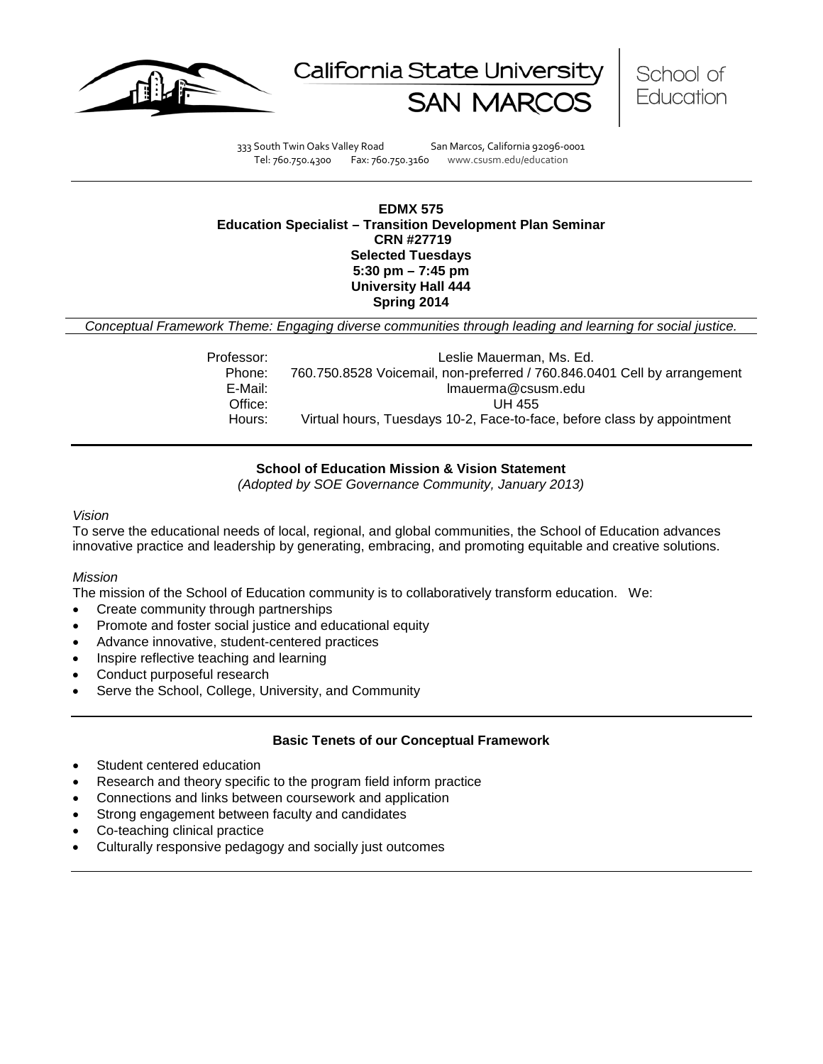California State University SAN MARCOS | School of Education

333 South Twin Oaks Valley Road San Marcos, California 92096-0001
Tel: 760.750.4300 Fax: 760.750.3160 www.csusm.edu/education

**EDMX 575**
**Education Specialist – Transition Development Plan Seminar**
**CRN #27719**
**Selected Tuesdays**
**5:30 pm – 7:45 pm**
**University Hall 444**
**Spring 2014**

*Conceptual Framework Theme: Engaging diverse communities through leading and learning for social justice.*

Professor: Leslie Mauerman, Ms. Ed.
Phone: 760.750.8528 Voicemail, non-preferred / 760.846.0401 Cell by arrangement
E-Mail: lmauerma@csusm.edu
Office: UH 455
Hours: Virtual hours, Tuesdays 10-2, Face-to-face, before class by appointment

**School of Education Mission & Vision Statement**
*(Adopted by SOE Governance Community, January 2013)*

*Vision*
To serve the educational needs of local, regional, and global communities, the School of Education advances innovative practice and leadership by generating, embracing, and promoting equitable and creative solutions.

*Mission*
The mission of the School of Education community is to collaboratively transform education. We:
- Create community through partnerships
- Promote and foster social justice and educational equity
- Advance innovative, student-centered practices
- Inspire reflective teaching and learning
- Conduct purposeful research
- Serve the School, College, University, and Community

**Basic Tenets of our Conceptual Framework**

- Student centered education
- Research and theory specific to the program field inform practice
- Connections and links between coursework and application
- Strong engagement between faculty and candidates
- Co-teaching clinical practice
- Culturally responsive pedagogy and socially just outcomes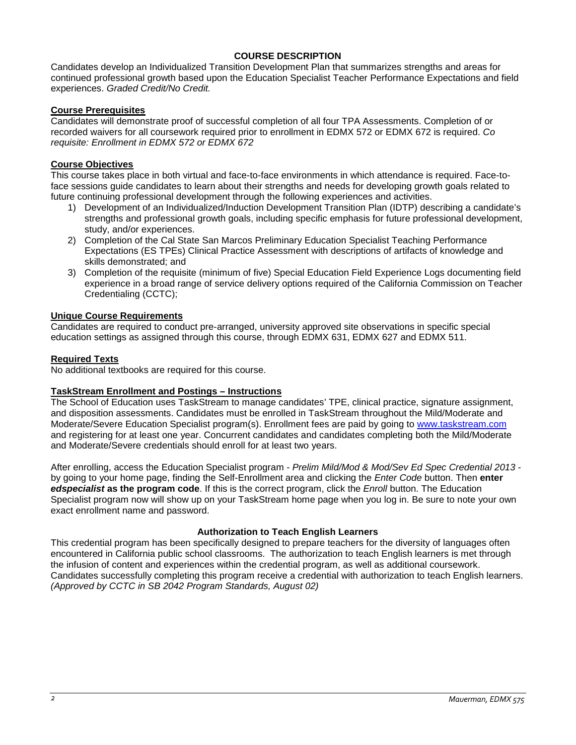## COURSE DESCRIPTION

Candidates develop an Individualized Transition Development Plan that summarizes strengths and areas for continued professional growth based upon the Education Specialist Teacher Performance Expectations and field experiences. *Graded Credit/No Credit.*

### Course Prerequisites

Candidates will demonstrate proof of successful completion of all four TPA Assessments. Completion of or recorded waivers for all coursework required prior to enrollment in EDMX 572 or EDMX 672 is required. *Co requisite: Enrollment in EDMX 572 or EDMX 672*

### Course Objectives

This course takes place in both virtual and face-to-face environments in which attendance is required. Face-to-face sessions guide candidates to learn about their strengths and needs for developing growth goals related to future continuing professional development through the following experiences and activities.

1) Development of an Individualized/Induction Development Transition Plan (IDTP) describing a candidate's strengths and professional growth goals, including specific emphasis for future professional development, study, and/or experiences.
2) Completion of the Cal State San Marcos Preliminary Education Specialist Teaching Performance Expectations (ES TPEs) Clinical Practice Assessment with descriptions of artifacts of knowledge and skills demonstrated; and
3) Completion of the requisite (minimum of five) Special Education Field Experience Logs documenting field experience in a broad range of service delivery options required of the California Commission on Teacher Credentialing (CCTC);

### Unique Course Requirements

Candidates are required to conduct pre-arranged, university approved site observations in specific special education settings as assigned through this course, through EDMX 631, EDMX 627 and EDMX 511.

### Required Texts

No additional textbooks are required for this course.

### TaskStream Enrollment and Postings – Instructions

The School of Education uses TaskStream to manage candidates' TPE, clinical practice, signature assignment, and disposition assessments. Candidates must be enrolled in TaskStream throughout the Mild/Moderate and Moderate/Severe Education Specialist program(s). Enrollment fees are paid by going to www.taskstream.com and registering for at least one year. Concurrent candidates and candidates completing both the Mild/Moderate and Moderate/Severe credentials should enroll for at least two years.

After enrolling, access the Education Specialist program - *Prelim Mild/Mod & Mod/Sev Ed Spec Credential 2013* - by going to your home page, finding the Self-Enrollment area and clicking the *Enter Code* button. Then **enter *edspecialist* as the program code**. If this is the correct program, click the *Enroll* button. The Education Specialist program now will show up on your TaskStream home page when you log in. Be sure to note your own exact enrollment name and password.

## Authorization to Teach English Learners

This credential program has been specifically designed to prepare teachers for the diversity of languages often encountered in California public school classrooms. The authorization to teach English learners is met through the infusion of content and experiences within the credential program, as well as additional coursework. Candidates successfully completing this program receive a credential with authorization to teach English learners. *(Approved by CCTC in SB 2042 Program Standards, August 02)*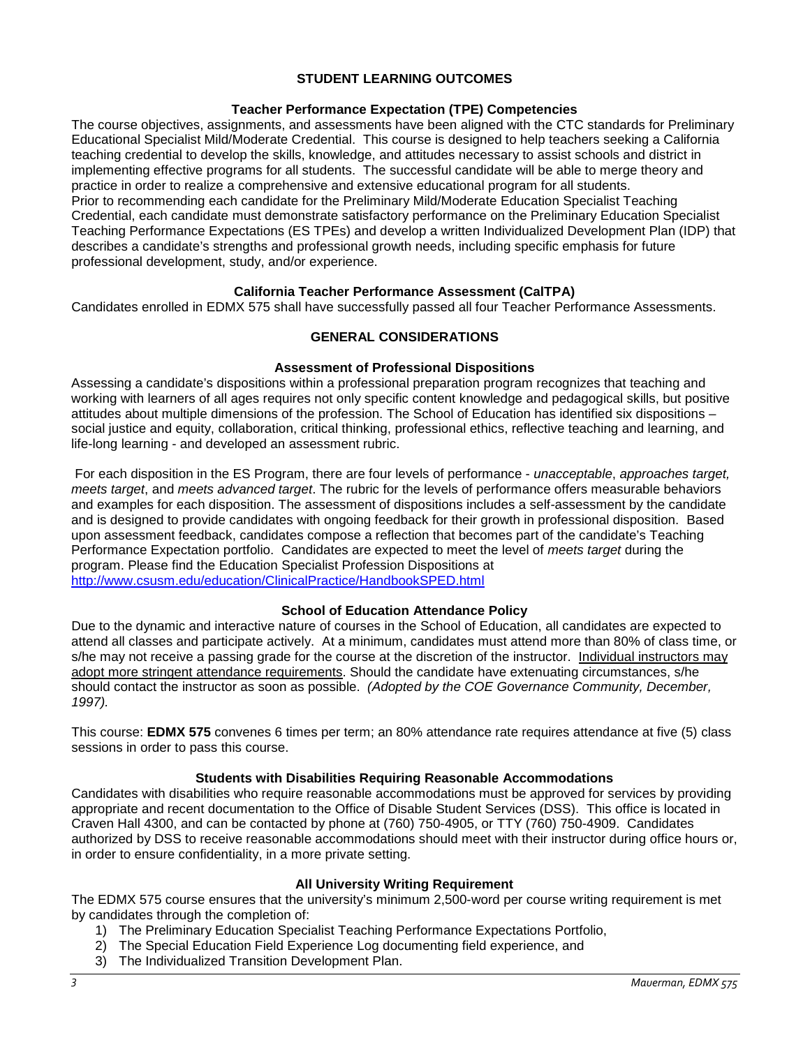## STUDENT LEARNING OUTCOMES

### Teacher Performance Expectation (TPE) Competencies

The course objectives, assignments, and assessments have been aligned with the CTC standards for Preliminary Educational Specialist Mild/Moderate Credential. This course is designed to help teachers seeking a California teaching credential to develop the skills, knowledge, and attitudes necessary to assist schools and district in implementing effective programs for all students. The successful candidate will be able to merge theory and practice in order to realize a comprehensive and extensive educational program for all students.
Prior to recommending each candidate for the Preliminary Mild/Moderate Education Specialist Teaching Credential, each candidate must demonstrate satisfactory performance on the Preliminary Education Specialist Teaching Performance Expectations (ES TPEs) and develop a written Individualized Development Plan (IDP) that describes a candidate's strengths and professional growth needs, including specific emphasis for future professional development, study, and/or experience.

### California Teacher Performance Assessment (CalTPA)

Candidates enrolled in EDMX 575 shall have successfully passed all four Teacher Performance Assessments.

## GENERAL CONSIDERATIONS

### Assessment of Professional Dispositions

Assessing a candidate's dispositions within a professional preparation program recognizes that teaching and working with learners of all ages requires not only specific content knowledge and pedagogical skills, but positive attitudes about multiple dimensions of the profession. The School of Education has identified six dispositions – social justice and equity, collaboration, critical thinking, professional ethics, reflective teaching and learning, and life-long learning - and developed an assessment rubric.

For each disposition in the ES Program, there are four levels of performance - *unacceptable*, *approaches target, meets target*, and *meets advanced target*. The rubric for the levels of performance offers measurable behaviors and examples for each disposition. The assessment of dispositions includes a self-assessment by the candidate and is designed to provide candidates with ongoing feedback for their growth in professional disposition. Based upon assessment feedback, candidates compose a reflection that becomes part of the candidate's Teaching Performance Expectation portfolio. Candidates are expected to meet the level of *meets target* during the program. Please find the Education Specialist Profession Dispositions at
http://www.csusm.edu/education/ClinicalPractice/HandbookSPED.html

### School of Education Attendance Policy

Due to the dynamic and interactive nature of courses in the School of Education, all candidates are expected to attend all classes and participate actively. At a minimum, candidates must attend more than 80% of class time, or s/he may not receive a passing grade for the course at the discretion of the instructor. Individual instructors may adopt more stringent attendance requirements. Should the candidate have extenuating circumstances, s/he should contact the instructor as soon as possible. *(Adopted by the COE Governance Community, December, 1997).*

This course: **EDMX 575** convenes 6 times per term; an 80% attendance rate requires attendance at five (5) class sessions in order to pass this course.

### Students with Disabilities Requiring Reasonable Accommodations

Candidates with disabilities who require reasonable accommodations must be approved for services by providing appropriate and recent documentation to the Office of Disable Student Services (DSS). This office is located in Craven Hall 4300, and can be contacted by phone at (760) 750-4905, or TTY (760) 750-4909. Candidates authorized by DSS to receive reasonable accommodations should meet with their instructor during office hours or, in order to ensure confidentiality, in a more private setting.

### All University Writing Requirement

The EDMX 575 course ensures that the university's minimum 2,500-word per course writing requirement is met by candidates through the completion of:

1) The Preliminary Education Specialist Teaching Performance Expectations Portfolio,
2) The Special Education Field Experience Log documenting field experience, and
3) The Individualized Transition Development Plan.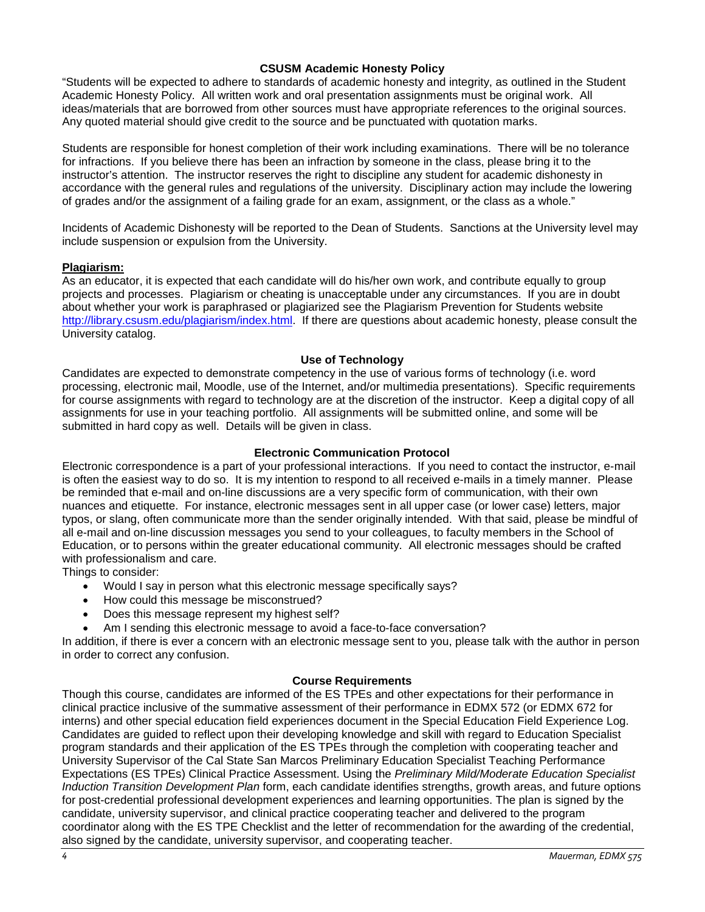### CSUSM Academic Honesty Policy

"Students will be expected to adhere to standards of academic honesty and integrity, as outlined in the Student Academic Honesty Policy. All written work and oral presentation assignments must be original work. All ideas/materials that are borrowed from other sources must have appropriate references to the original sources. Any quoted material should give credit to the source and be punctuated with quotation marks.

Students are responsible for honest completion of their work including examinations. There will be no tolerance for infractions. If you believe there has been an infraction by someone in the class, please bring it to the instructor's attention. The instructor reserves the right to discipline any student for academic dishonesty in accordance with the general rules and regulations of the university. Disciplinary action may include the lowering of grades and/or the assignment of a failing grade for an exam, assignment, or the class as a whole."

Incidents of Academic Dishonesty will be reported to the Dean of Students. Sanctions at the University level may include suspension or expulsion from the University.

**Plagiarism:**

As an educator, it is expected that each candidate will do his/her own work, and contribute equally to group projects and processes. Plagiarism or cheating is unacceptable under any circumstances. If you are in doubt about whether your work is paraphrased or plagiarized see the Plagiarism Prevention for Students website http://library.csusm.edu/plagiarism/index.html. If there are questions about academic honesty, please consult the University catalog.

### Use of Technology

Candidates are expected to demonstrate competency in the use of various forms of technology (i.e. word processing, electronic mail, Moodle, use of the Internet, and/or multimedia presentations). Specific requirements for course assignments with regard to technology are at the discretion of the instructor. Keep a digital copy of all assignments for use in your teaching portfolio. All assignments will be submitted online, and some will be submitted in hard copy as well. Details will be given in class.

### Electronic Communication Protocol

Electronic correspondence is a part of your professional interactions. If you need to contact the instructor, e-mail is often the easiest way to do so. It is my intention to respond to all received e-mails in a timely manner. Please be reminded that e-mail and on-line discussions are a very specific form of communication, with their own nuances and etiquette. For instance, electronic messages sent in all upper case (or lower case) letters, major typos, or slang, often communicate more than the sender originally intended. With that said, please be mindful of all e-mail and on-line discussion messages you send to your colleagues, to faculty members in the School of Education, or to persons within the greater educational community. All electronic messages should be crafted with professionalism and care.

Things to consider:

- Would I say in person what this electronic message specifically says?
- How could this message be misconstrued?
- Does this message represent my highest self?
- Am I sending this electronic message to avoid a face-to-face conversation?

In addition, if there is ever a concern with an electronic message sent to you, please talk with the author in person in order to correct any confusion.

### Course Requirements

Though this course, candidates are informed of the ES TPEs and other expectations for their performance in clinical practice inclusive of the summative assessment of their performance in EDMX 572 (or EDMX 672 for interns) and other special education field experiences document in the Special Education Field Experience Log. Candidates are guided to reflect upon their developing knowledge and skill with regard to Education Specialist program standards and their application of the ES TPEs through the completion with cooperating teacher and University Supervisor of the Cal State San Marcos Preliminary Education Specialist Teaching Performance Expectations (ES TPEs) Clinical Practice Assessment. Using the *Preliminary Mild/Moderate Education Specialist Induction Transition Development Plan* form, each candidate identifies strengths, growth areas, and future options for post-credential professional development experiences and learning opportunities. The plan is signed by the candidate, university supervisor, and clinical practice cooperating teacher and delivered to the program coordinator along with the ES TPE Checklist and the letter of recommendation for the awarding of the credential, also signed by the candidate, university supervisor, and cooperating teacher.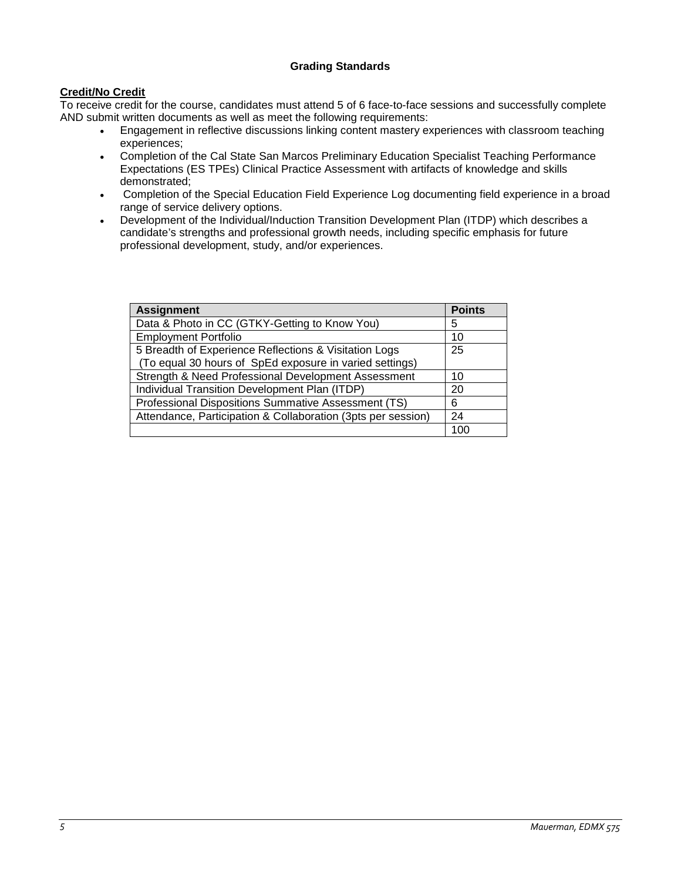## Grading Standards

**Credit/No Credit**

To receive credit for the course, candidates must attend 5 of 6 face-to-face sessions and successfully complete AND submit written documents as well as meet the following requirements:

- Engagement in reflective discussions linking content mastery experiences with classroom teaching experiences;
- Completion of the Cal State San Marcos Preliminary Education Specialist Teaching Performance Expectations (ES TPEs) Clinical Practice Assessment with artifacts of knowledge and skills demonstrated;
- Completion of the Special Education Field Experience Log documenting field experience in a broad range of service delivery options.
- Development of the Individual/Induction Transition Development Plan (ITDP) which describes a candidate's strengths and professional growth needs, including specific emphasis for future professional development, study, and/or experiences.

| Assignment | Points |
|---|---|
| Data & Photo in CC (GTKY-Getting to Know You) | 5 |
| Employment Portfolio | 10 |
| 5 Breadth of Experience Reflections & Visitation Logs (To equal 30 hours of SpEd exposure in varied settings) | 25 |
| Strength & Need Professional Development Assessment | 10 |
| Individual Transition Development Plan (ITDP) | 20 |
| Professional Dispositions Summative Assessment (TS) | 6 |
| Attendance, Participation & Collaboration (3pts per session) | 24 |
| | 100 |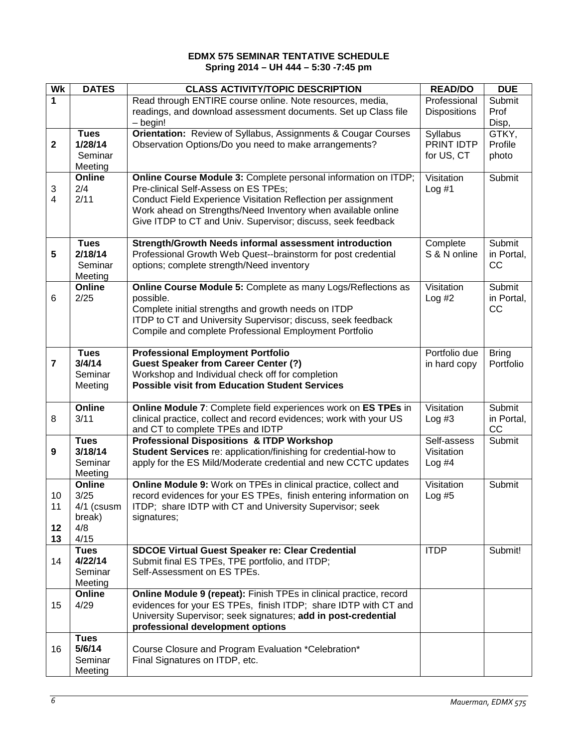**EDMX 575 SEMINAR TENTATIVE SCHEDULE**
**Spring 2014 – UH 444 – 5:30 -7:45 pm**

| Wk | DATES | CLASS ACTIVITY/TOPIC DESCRIPTION | READ/DO | DUE |
|---|---|---|---|---|
| **1** | | Read through ENTIRE course online. Note resources, media, readings, and download assessment documents. Set up Class file – begin! | Professional Dispositions | Submit Prof Disp, |
| **2** | **Tues 1/28/14** Seminar Meeting | **Orientation:** Review of Syllabus, Assignments & Cougar Courses Observation Options/Do you need to make arrangements? | Syllabus PRINT IDTP for US, CT | GTKY, Profile photo |
| 3 4 | **Online** 2/4 2/11 | **Online Course Module 3:** Complete personal information on ITDP; Pre-clinical Self-Assess on ES TPEs; Conduct Field Experience Visitation Reflection per assignment Work ahead on Strengths/Need Inventory when available online Give ITDP to CT and Univ. Supervisor; discuss, seek feedback | Visitation Log #1 | Submit |
| **5** | **Tues 2/18/14** Seminar Meeting | **Strength/Growth Needs informal assessment introduction** Professional Growth Web Quest--brainstorm for post credential options; complete strength/Need inventory | Complete S & N online | Submit in Portal, CC |
| 6 | **Online** 2/25 | **Online Course Module 5:** Complete as many Logs/Reflections as possible. Complete initial strengths and growth needs on ITDP ITDP to CT and University Supervisor; discuss, seek feedback Compile and complete Professional Employment Portfolio | Visitation Log #2 | Submit in Portal, CC |
| **7** | **Tues 3/4/14** Seminar Meeting | **Professional Employment Portfolio** **Guest Speaker from Career Center (?)** Workshop and Individual check off for completion **Possible visit from Education Student Services** | Portfolio due in hard copy | Bring Portfolio |
| 8 | **Online** 3/11 | **Online Module 7**: Complete field experiences work on **ES TPEs** in clinical practice, collect and record evidences; work with your US and CT to complete TPEs and IDTP | Visitation Log #3 | Submit in Portal, CC |
| **9** | **Tues 3/18/14** Seminar Meeting | **Professional Dispositions & ITDP Workshop** **Student Services** re: application/finishing for credential-how to apply for the ES Mild/Moderate credential and new CCTC updates | Self-assess Visitation Log #4 | Submit |
| 10 11 **12** **13** | **Online** 3/25 4/1 (csusm break) 4/8 4/15 | **Online Module 9:** Work on TPEs in clinical practice, collect and record evidences for your ES TPEs, finish entering information on ITDP; share IDTP with CT and University Supervisor; seek signatures; | Visitation Log #5 | Submit |
| 14 | **Tues 4/22/14** Seminar Meeting | **SDCOE Virtual Guest Speaker re: Clear Credential** Submit final ES TPEs, TPE portfolio, and ITDP; Self-Assessment on ES TPEs. | ITDP | Submit! |
| 15 | **Online** 4/29 | **Online Module 9 (repeat):** Finish TPEs in clinical practice, record evidences for your ES TPEs, finish ITDP; share IDTP with CT and University Supervisor; seek signatures; **add in post-credential professional development options** | | |
| 16 | **Tues 5/6/14** Seminar Meeting | Course Closure and Program Evaluation *Celebration* Final Signatures on ITDP, etc. | | |